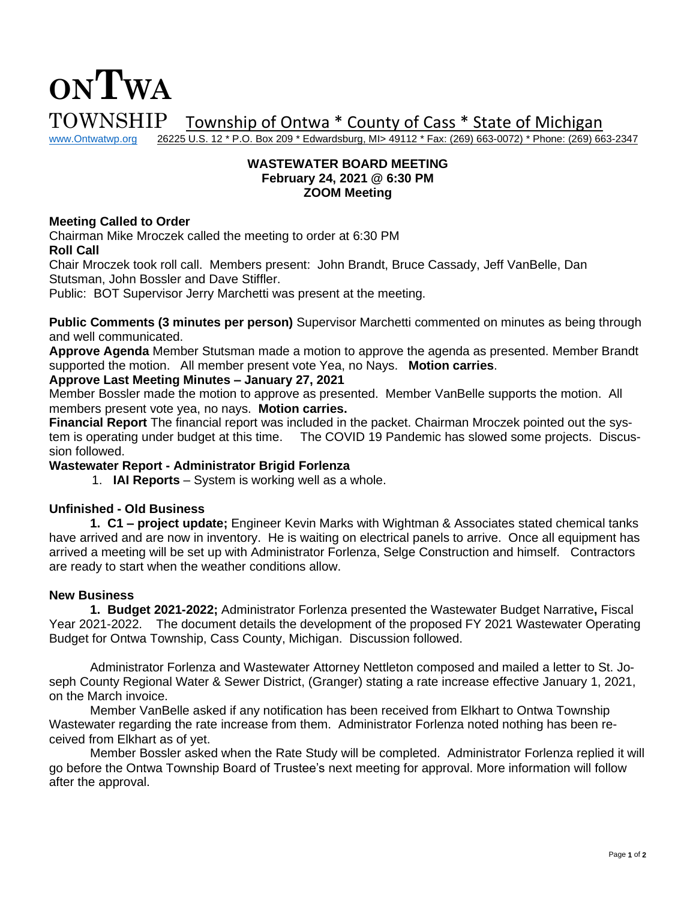# ONTWA TOWNSHIP

Township of Ontwa * County of Cass * State of Michigan

www.Ontwatwp.org 26225 U.S. 12 * P.O. Box 209 * Edwardsburg, MI> 49112 * Fax: (269) 663-0072) * Phone: (269) 663-2347

**WASTEWATER BOARD MEETING**
**February 24, 2021 @ 6:30 PM**
**ZOOM Meeting**

**Meeting Called to Order**
Chairman Mike Mroczek called the meeting to order at 6:30 PM
**Roll Call**
Chair Mroczek took roll call. Members present: John Brandt, Bruce Cassady, Jeff VanBelle, Dan Stutsman, John Bossler and Dave Stiffler.
Public: BOT Supervisor Jerry Marchetti was present at the meeting.

**Public Comments (3 minutes per person)** Supervisor Marchetti commented on minutes as being through and well communicated.
**Approve Agenda** Member Stutsman made a motion to approve the agenda as presented. Member Brandt supported the motion. All member present vote Yea, no Nays. **Motion carries**.
**Approve Last Meeting Minutes – January 27, 2021**
Member Bossler made the motion to approve as presented. Member VanBelle supports the motion. All members present vote yea, no nays. **Motion carries.**
**Financial Report** The financial report was included in the packet. Chairman Mroczek pointed out the system is operating under budget at this time. The COVID 19 Pandemic has slowed some projects. Discussion followed.
**Wastewater Report - Administrator Brigid Forlenza**

1. **IAI Reports** – System is working well as a whole.

**Unfinished - Old Business**

**1. C1 – project update;** Engineer Kevin Marks with Wightman & Associates stated chemical tanks have arrived and are now in inventory. He is waiting on electrical panels to arrive. Once all equipment has arrived a meeting will be set up with Administrator Forlenza, Selge Construction and himself. Contractors are ready to start when the weather conditions allow.

**New Business**

**1. Budget 2021-2022;** Administrator Forlenza presented the Wastewater Budget Narrative**,** Fiscal Year 2021-2022. The document details the development of the proposed FY 2021 Wastewater Operating Budget for Ontwa Township, Cass County, Michigan. Discussion followed.

Administrator Forlenza and Wastewater Attorney Nettleton composed and mailed a letter to St. Joseph County Regional Water & Sewer District, (Granger) stating a rate increase effective January 1, 2021, on the March invoice.

Member VanBelle asked if any notification has been received from Elkhart to Ontwa Township Wastewater regarding the rate increase from them. Administrator Forlenza noted nothing has been received from Elkhart as of yet.

Member Bossler asked when the Rate Study will be completed. Administrator Forlenza replied it will go before the Ontwa Township Board of Trustee's next meeting for approval. More information will follow after the approval.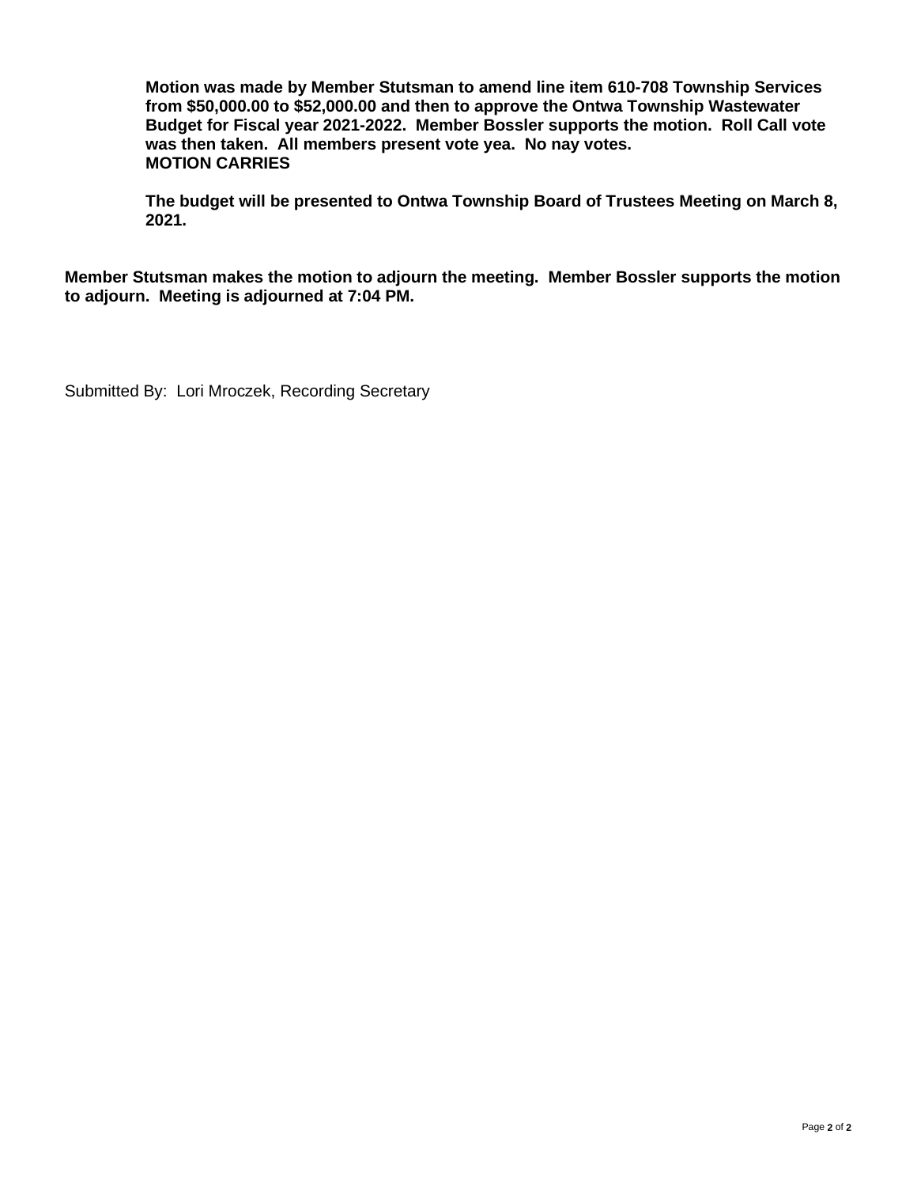**Motion was made by Member Stutsman to amend line item 610-708 Township Services from $50,000.00 to $52,000.00 and then to approve the Ontwa Township Wastewater Budget for Fiscal year 2021-2022. Member Bossler supports the motion. Roll Call vote was then taken. All members present vote yea. No nay votes.**
**MOTION CARRIES**

**The budget will be presented to Ontwa Township Board of Trustees Meeting on March 8, 2021.**

**Member Stutsman makes the motion to adjourn the meeting. Member Bossler supports the motion to adjourn. Meeting is adjourned at 7:04 PM.**

Submitted By: Lori Mroczek, Recording Secretary